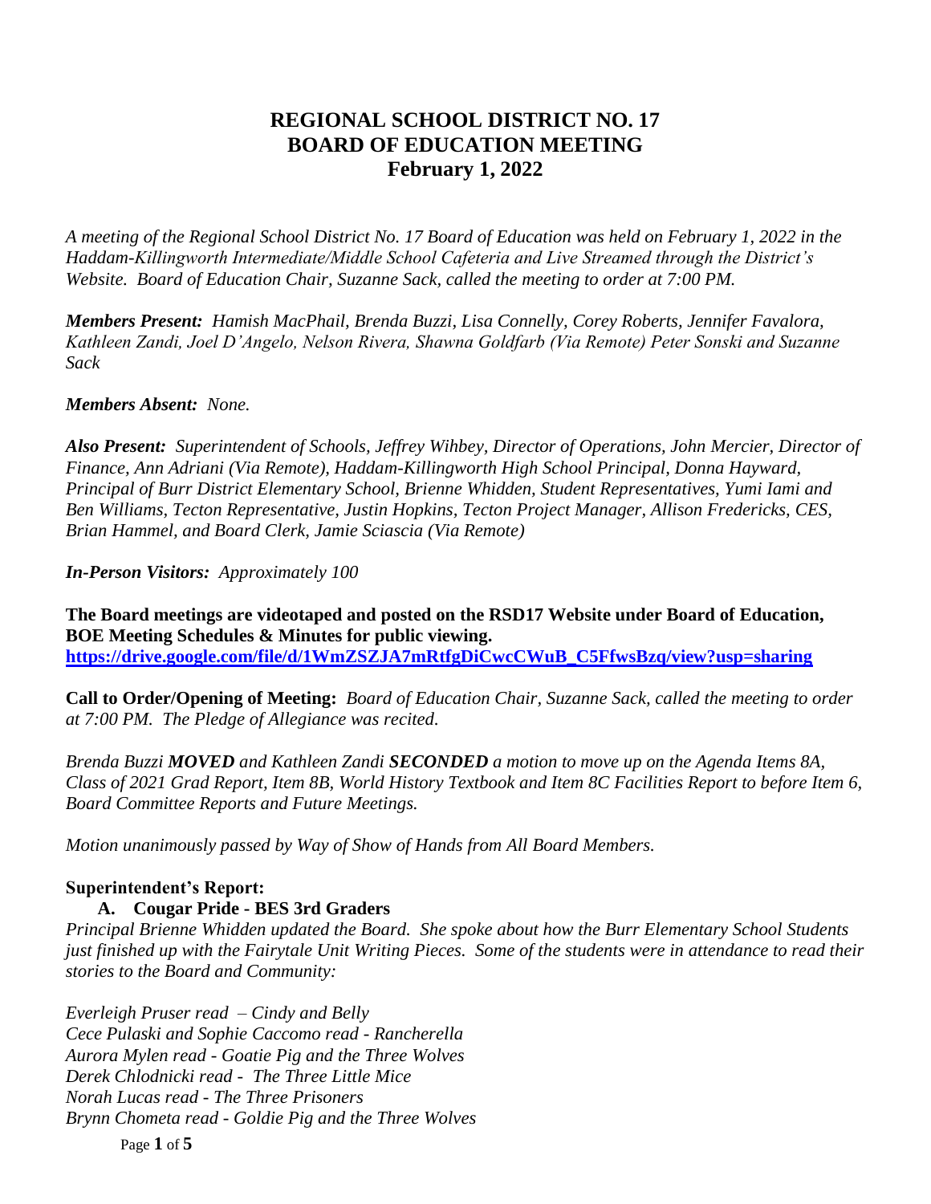# REGIONAL SCHOOL DISTRICT NO. 17
# BOARD OF EDUCATION MEETING
# February 1, 2022

*A meeting of the Regional School District No. 17 Board of Education was held on February 1, 2022 in the Haddam-Killingworth Intermediate/Middle School Cafeteria and Live Streamed through the District's Website. Board of Education Chair, Suzanne Sack, called the meeting to order at 7:00 PM.*

***Members Present:*** *Hamish MacPhail, Brenda Buzzi, Lisa Connelly, Corey Roberts, Jennifer Favalora, Kathleen Zandi, Joel D'Angelo, Nelson Rivera, Shawna Goldfarb (Via Remote) Peter Sonski and Suzanne Sack*

***Members Absent:*** *None.*

***Also Present:*** *Superintendent of Schools, Jeffrey Wihbey, Director of Operations, John Mercier, Director of Finance, Ann Adriani (Via Remote), Haddam-Killingworth High School Principal, Donna Hayward, Principal of Burr District Elementary School, Brienne Whidden, Student Representatives, Yumi Iami and Ben Williams, Tecton Representative, Justin Hopkins, Tecton Project Manager, Allison Fredericks, CES, Brian Hammel, and Board Clerk, Jamie Sciascia (Via Remote)*

***In-Person Visitors:*** *Approximately 100*

**The Board meetings are videotaped and posted on the RSD17 Website under Board of Education, BOE Meeting Schedules & Minutes for public viewing.**
**[https://drive.google.com/file/d/1WmZSZJA7mRtfgDiCwcCWuB_C5FfwsBzq/view?usp=sharing](https://drive.google.com/file/d/1WmZSZJA7mRtfgDiCwcCWuB_C5FfwsBzq/view?usp=sharing)**

**Call to Order/Opening of Meeting:** *Board of Education Chair, Suzanne Sack, called the meeting to order at 7:00 PM. The Pledge of Allegiance was recited.*

*Brenda Buzzi* ***MOVED*** *and Kathleen Zandi* ***SECONDED*** *a motion to move up on the Agenda Items 8A, Class of 2021 Grad Report, Item 8B, World History Textbook and Item 8C Facilities Report to before Item 6, Board Committee Reports and Future Meetings.*

*Motion unanimously passed by Way of Show of Hands from All Board Members.*

## Superintendent's Report:

### A. Cougar Pride - BES 3rd Graders

*Principal Brienne Whidden updated the Board. She spoke about how the Burr Elementary School Students just finished up with the Fairytale Unit Writing Pieces. Some of the students were in attendance to read their stories to the Board and Community:*

*Everleigh Pruser read – Cindy and Belly*
*Cece Pulaski and Sophie Caccomo read - Rancherella*
*Aurora Mylen read - Goatie Pig and the Three Wolves*
*Derek Chlodnicki read - The Three Little Mice*
*Norah Lucas read - The Three Prisoners*
*Brynn Chometa read - Goldie Pig and the Three Wolves*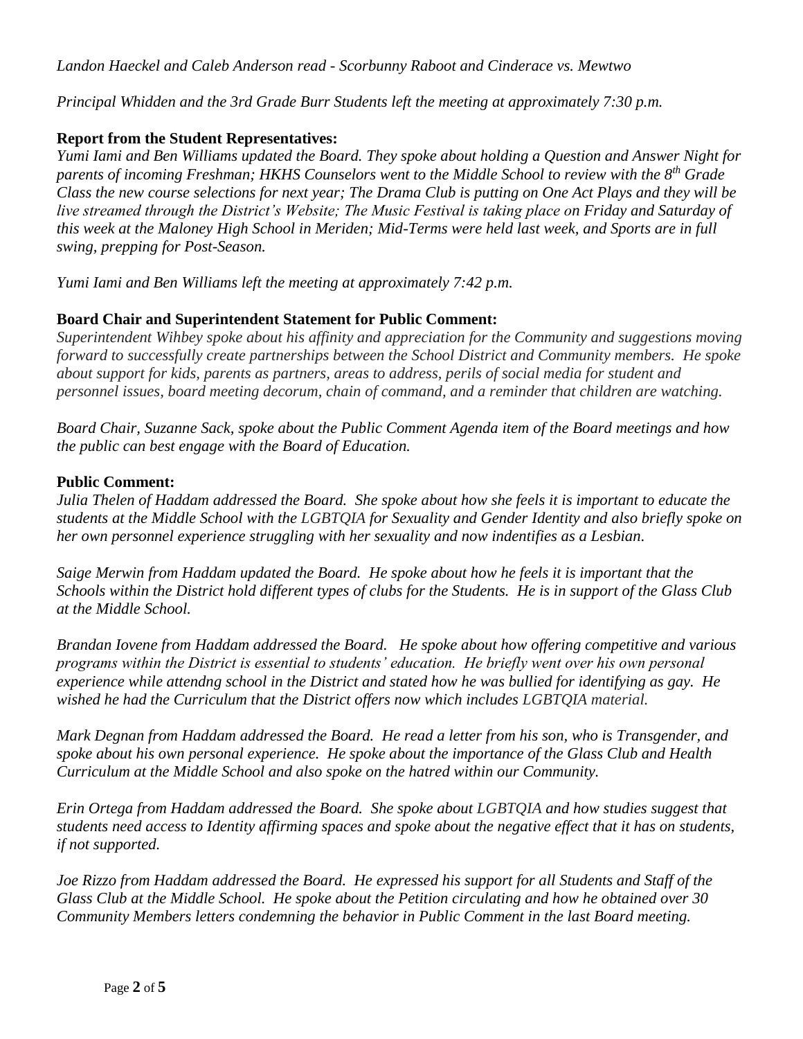*Landon Haeckel and Caleb Anderson read - Scorbunny Raboot and Cinderace vs. Mewtwo*

*Principal Whidden and the 3rd Grade Burr Students left the meeting at approximately 7:30 p.m.*

**Report from the Student Representatives:**

*Yumi Iami and Ben Williams updated the Board. They spoke about holding a Question and Answer Night for parents of incoming Freshman; HKHS Counselors went to the Middle School to review with the 8th Grade Class the new course selections for next year; The Drama Club is putting on One Act Plays and they will be live streamed through the District's Website; The Music Festival is taking place on Friday and Saturday of this week at the Maloney High School in Meriden; Mid-Terms were held last week, and Sports are in full swing, prepping for Post-Season.*

*Yumi Iami and Ben Williams left the meeting at approximately 7:42 p.m.*

**Board Chair and Superintendent Statement for Public Comment:**

*Superintendent Wihbey spoke about his affinity and appreciation for the Community and suggestions moving forward to successfully create partnerships between the School District and Community members. He spoke about support for kids, parents as partners, areas to address, perils of social media for student and personnel issues, board meeting decorum, chain of command, and a reminder that children are watching.*

*Board Chair, Suzanne Sack, spoke about the Public Comment Agenda item of the Board meetings and how the public can best engage with the Board of Education.*

**Public Comment:**

*Julia Thelen of Haddam addressed the Board. She spoke about how she feels it is important to educate the students at the Middle School with the LGBTQIA for Sexuality and Gender Identity and also briefly spoke on her own personnel experience struggling with her sexuality and now indentifies as a Lesbian.*

*Saige Merwin from Haddam updated the Board. He spoke about how he feels it is important that the Schools within the District hold different types of clubs for the Students. He is in support of the Glass Club at the Middle School.*

*Brandan Iovene from Haddam addressed the Board. He spoke about how offering competitive and various programs within the District is essential to students' education. He briefly went over his own personal experience while attendng school in the District and stated how he was bullied for identifying as gay. He wished he had the Curriculum that the District offers now which includes LGBTQIA material.*

*Mark Degnan from Haddam addressed the Board. He read a letter from his son, who is Transgender, and spoke about his own personal experience. He spoke about the importance of the Glass Club and Health Curriculum at the Middle School and also spoke on the hatred within our Community.*

*Erin Ortega from Haddam addressed the Board. She spoke about LGBTQIA and how studies suggest that students need access to Identity affirming spaces and spoke about the negative effect that it has on students, if not supported.*

*Joe Rizzo from Haddam addressed the Board. He expressed his support for all Students and Staff of the Glass Club at the Middle School. He spoke about the Petition circulating and how he obtained over 30 Community Members letters condemning the behavior in Public Comment in the last Board meeting.*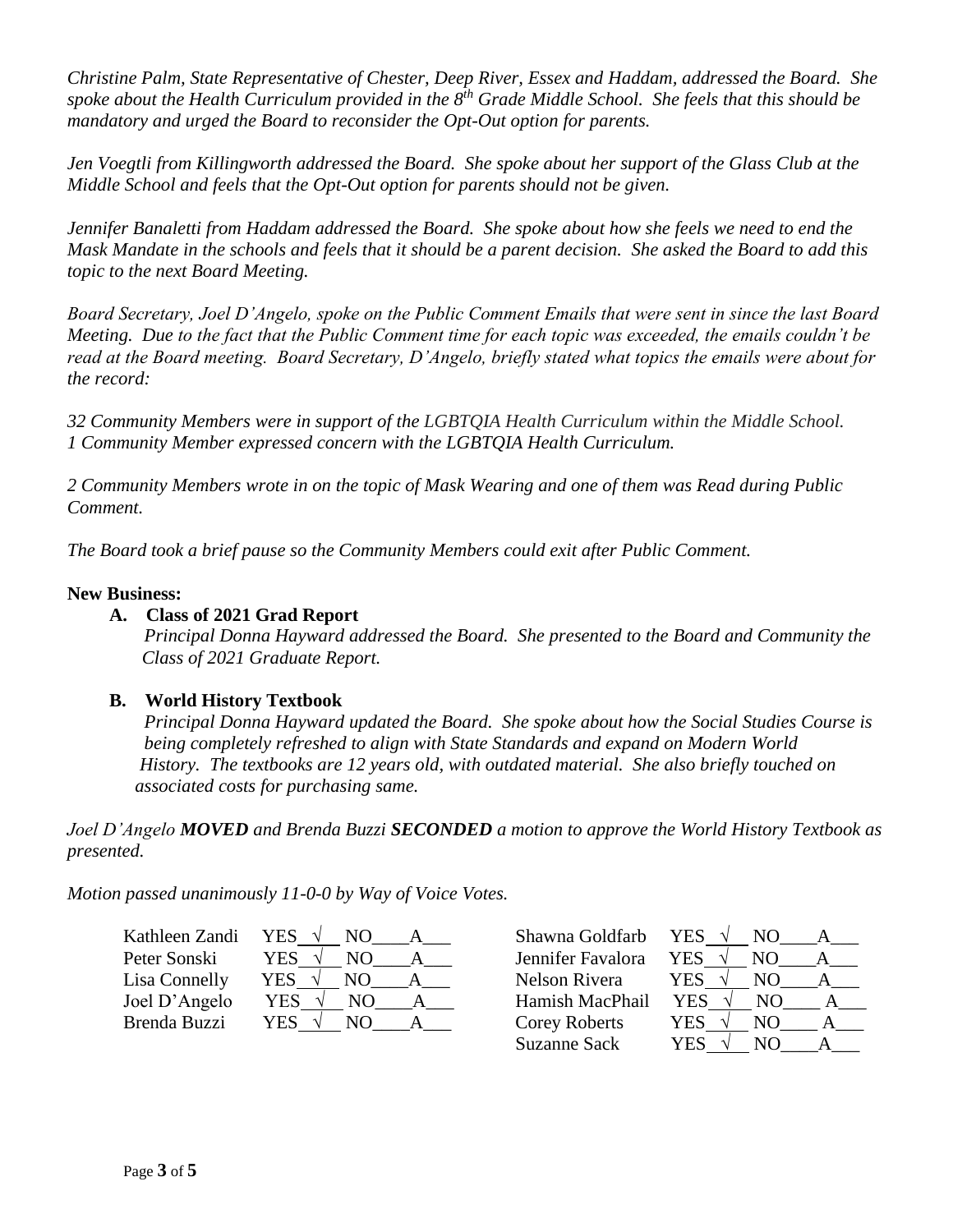*Christine Palm, State Representative of Chester, Deep River, Essex and Haddam, addressed the Board. She spoke about the Health Curriculum provided in the 8th Grade Middle School. She feels that this should be mandatory and urged the Board to reconsider the Opt-Out option for parents.*

*Jen Voegtli from Killingworth addressed the Board. She spoke about her support of the Glass Club at the Middle School and feels that the Opt-Out option for parents should not be given.*

*Jennifer Banaletti from Haddam addressed the Board. She spoke about how she feels we need to end the Mask Mandate in the schools and feels that it should be a parent decision. She asked the Board to add this topic to the next Board Meeting.*

*Board Secretary, Joel D'Angelo, spoke on the Public Comment Emails that were sent in since the last Board Meeting. Due to the fact that the Public Comment time for each topic was exceeded, the emails couldn't be read at the Board meeting. Board Secretary, D'Angelo, briefly stated what topics the emails were about for the record:*

*32 Community Members were in support of the LGBTQIA Health Curriculum within the Middle School.*
*1 Community Member expressed concern with the LGBTQIA Health Curriculum.*

*2 Community Members wrote in on the topic of Mask Wearing and one of them was Read during Public Comment.*

*The Board took a brief pause so the Community Members could exit after Public Comment.*

**New Business:**

**A. Class of 2021 Grad Report**

*Principal Donna Hayward addressed the Board. She presented to the Board and Community the Class of 2021 Graduate Report.*

**B. World History Textbook**

*Principal Donna Hayward updated the Board. She spoke about how the Social Studies Course is being completely refreshed to align with State Standards and expand on Modern World History. The textbooks are 12 years old, with outdated material. She also briefly touched on associated costs for purchasing same.*

*Joel D'Angelo **MOVED** and Brenda Buzzi **SECONDED** a motion to approve the World History Textbook as presented.*

*Motion passed unanimously 11-0-0 by Way of Voice Votes.*

| Member | YES | NO | A | Member | YES | NO | A |
|---|---|---|---|---|---|---|---|
| Kathleen Zandi | √ | | | Shawna Goldfarb | √ | | |
| Peter Sonski | √ | | | Jennifer Favalora | √ | | |
| Lisa Connelly | √ | | | Nelson Rivera | √ | | |
| Joel D'Angelo | √ | | | Hamish MacPhail | √ | | |
| Brenda Buzzi | √ | | | Corey Roberts | √ | | |
| | | | | Suzanne Sack | √ | | |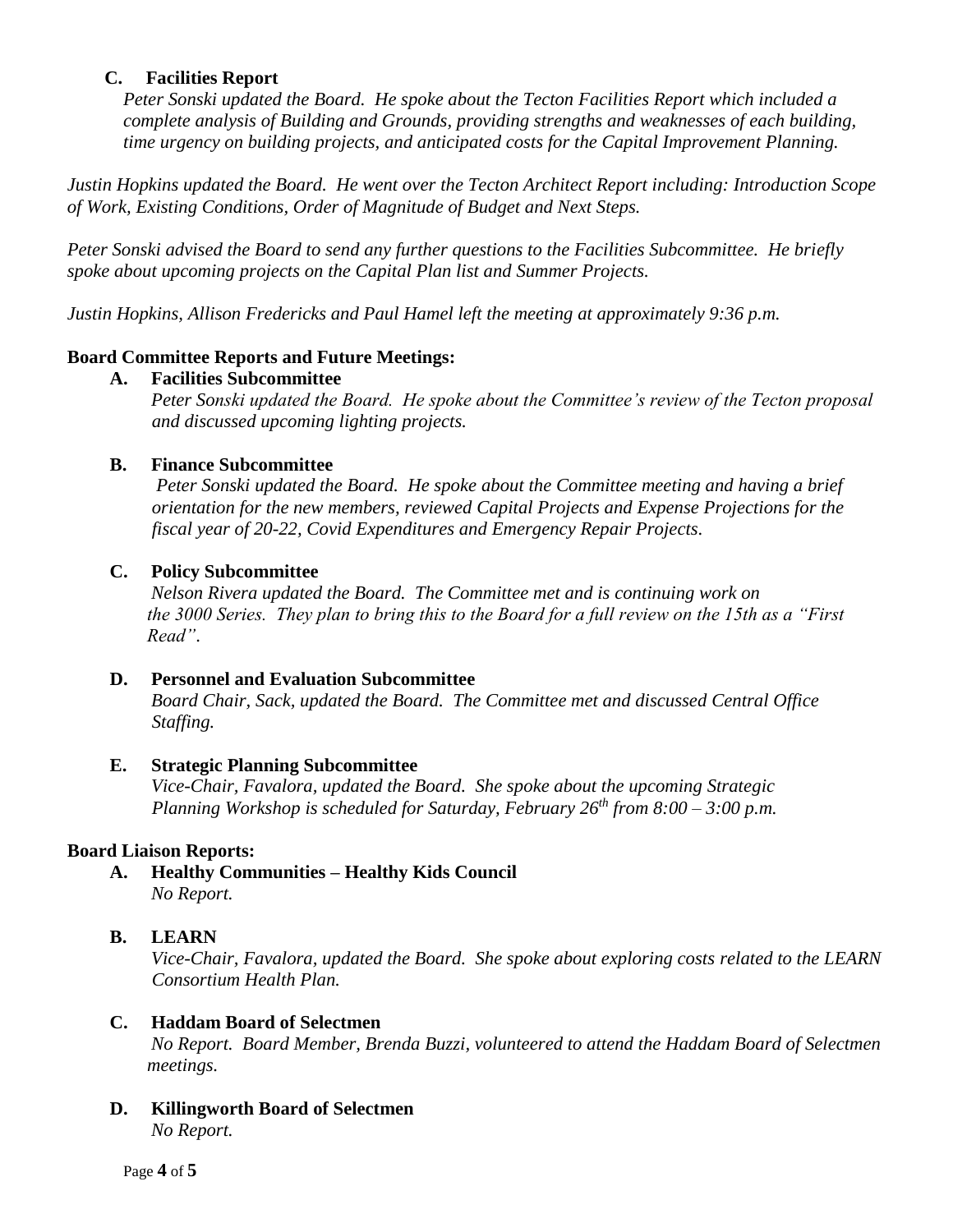**C. Facilities Report**

*Peter Sonski updated the Board. He spoke about the Tecton Facilities Report which included a complete analysis of Building and Grounds, providing strengths and weaknesses of each building, time urgency on building projects, and anticipated costs for the Capital Improvement Planning.*

*Justin Hopkins updated the Board. He went over the Tecton Architect Report including: Introduction Scope of Work, Existing Conditions, Order of Magnitude of Budget and Next Steps.*

*Peter Sonski advised the Board to send any further questions to the Facilities Subcommittee. He briefly spoke about upcoming projects on the Capital Plan list and Summer Projects.*

*Justin Hopkins, Allison Fredericks and Paul Hamel left the meeting at approximately 9:36 p.m.*

**Board Committee Reports and Future Meetings:**

**A. Facilities Subcommittee**

*Peter Sonski updated the Board. He spoke about the Committee's review of the Tecton proposal and discussed upcoming lighting projects.*

**B. Finance Subcommittee**

*Peter Sonski updated the Board. He spoke about the Committee meeting and having a brief orientation for the new members, reviewed Capital Projects and Expense Projections for the fiscal year of 20-22, Covid Expenditures and Emergency Repair Projects.*

**C. Policy Subcommittee**

*Nelson Rivera updated the Board. The Committee met and is continuing work on the 3000 Series. They plan to bring this to the Board for a full review on the 15th as a "First Read".*

**D. Personnel and Evaluation Subcommittee**

*Board Chair, Sack, updated the Board. The Committee met and discussed Central Office Staffing.*

**E. Strategic Planning Subcommittee**

*Vice-Chair, Favalora, updated the Board. She spoke about the upcoming Strategic Planning Workshop is scheduled for Saturday, February 26th from 8:00 – 3:00 p.m.*

**Board Liaison Reports:**

**A. Healthy Communities – Healthy Kids Council**

*No Report.*

**B. LEARN**

*Vice-Chair, Favalora, updated the Board. She spoke about exploring costs related to the LEARN Consortium Health Plan.*

**C. Haddam Board of Selectmen**

*No Report. Board Member, Brenda Buzzi, volunteered to attend the Haddam Board of Selectmen meetings.*

**D. Killingworth Board of Selectmen**

*No Report.*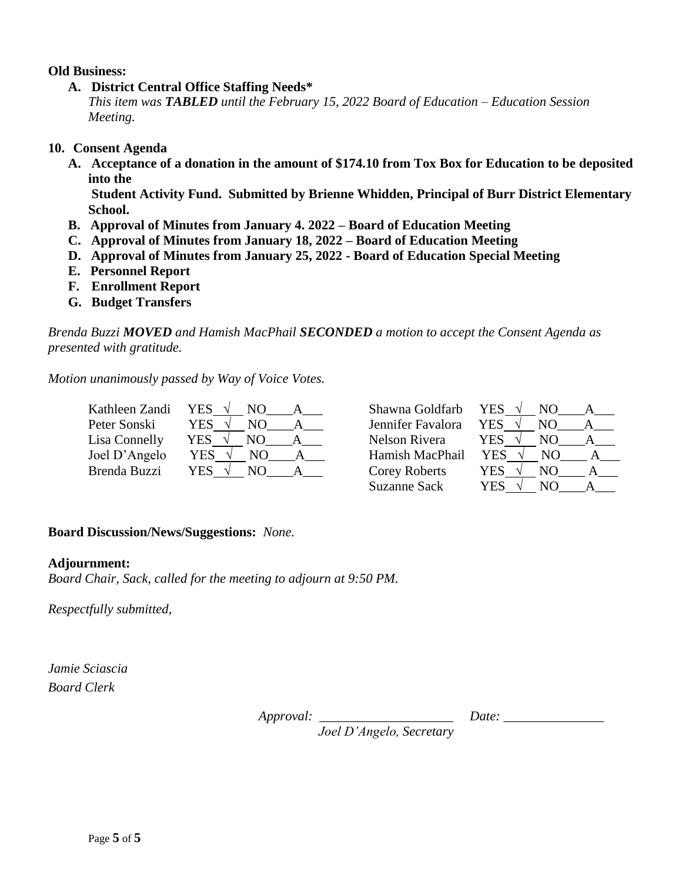**Old Business:**

**A. District Central Office Staffing Needs***

*This item was **TABLED** until the February 15, 2022 Board of Education – Education Session Meeting.*

**10. Consent Agenda**

**A. Acceptance of a donation in the amount of $174.10 from Tox Box for Education to be deposited into the Student Activity Fund. Submitted by Brienne Whidden, Principal of Burr District Elementary School.**

**B. Approval of Minutes from January 4. 2022 – Board of Education Meeting**

**C. Approval of Minutes from January 18, 2022 – Board of Education Meeting**

**D. Approval of Minutes from January 25, 2022 - Board of Education Special Meeting**

**E. Personnel Report**

**F. Enrollment Report**

**G. Budget Transfers**

*Brenda Buzzi **MOVED** and Hamish MacPhail **SECONDED** a motion to accept the Consent Agenda as presented with gratitude.*

*Motion unanimously passed by Way of Voice Votes.*

| | | | | | | | |
|---|---|---|---|---|---|---|---|
| Kathleen Zandi | YES √ | NO | A | Shawna Goldfarb | YES √ | NO | A |
| Peter Sonski | YES √ | NO | A | Jennifer Favalora | YES √ | NO | A |
| Lisa Connelly | YES √ | NO | A | Nelson Rivera | YES √ | NO | A |
| Joel D'Angelo | YES √ | NO | A | Hamish MacPhail | YES √ | NO | A |
| Brenda Buzzi | YES √ | NO | A | Corey Roberts | YES √ | NO | A |
| | | | | Suzanne Sack | YES √ | NO | A |

**Board Discussion/News/Suggestions:** *None.*

**Adjournment:**

*Board Chair, Sack, called for the meeting to adjourn at 9:50 PM.*

*Respectfully submitted,*

*Jamie Sciascia*

*Board Clerk*

*Approval:* ____________________ *Date:* _______________

*Joel D'Angelo, Secretary*